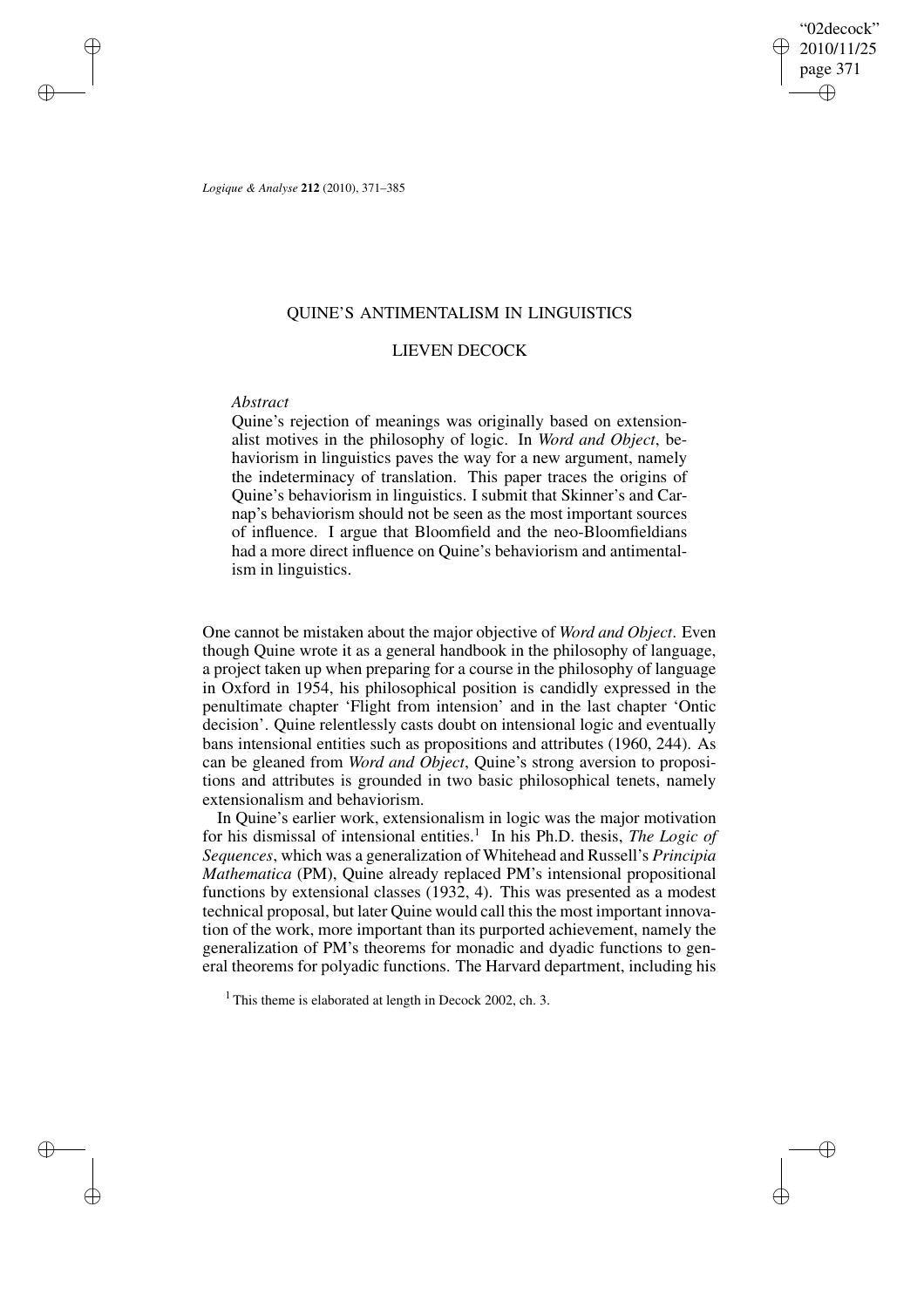# QUINE'S ANTIMENTALISM IN LINGUISTICS

## LIEVEN DECOCK

*Abstract*

Quine's rejection of meanings was originally based on extensionalist motives in the philosophy of logic. In *Word and Object*, behaviorism in linguistics paves the way for a new argument, namely the indeterminacy of translation. This paper traces the origins of Quine's behaviorism in linguistics. I submit that Skinner's and Carnap's behaviorism should not be seen as the most important sources of influence. I argue that Bloomfield and the neo-Bloomfieldians had a more direct influence on Quine's behaviorism and antimentalism in linguistics.

One cannot be mistaken about the major objective of *Word and Object*. Even though Quine wrote it as a general handbook in the philosophy of language, a project taken up when preparing for a course in the philosophy of language in Oxford in 1954, his philosophical position is candidly expressed in the penultimate chapter 'Flight from intension' and in the last chapter 'Ontic decision'. Quine relentlessly casts doubt on intensional logic and eventually bans intensional entities such as propositions and attributes (1960, 244). As can be gleaned from *Word and Object*, Quine's strong aversion to propositions and attributes is grounded in two basic philosophical tenets, namely extensionalism and behaviorism.

In Quine's earlier work, extensionalism in logic was the major motivation for his dismissal of intensional entities.[1] In his Ph.D. thesis, *The Logic of Sequences*, which was a generalization of Whitehead and Russell's *Principia Mathematica* (PM), Quine already replaced PM's intensional propositional functions by extensional classes (1932, 4). This was presented as a modest technical proposal, but later Quine would call this the most important innovation of the work, more important than its purported achievement, namely the generalization of PM's theorems for monadic and dyadic functions to general theorems for polyadic functions. The Harvard department, including his

[1] This theme is elaborated at length in Decock 2002, ch. 3.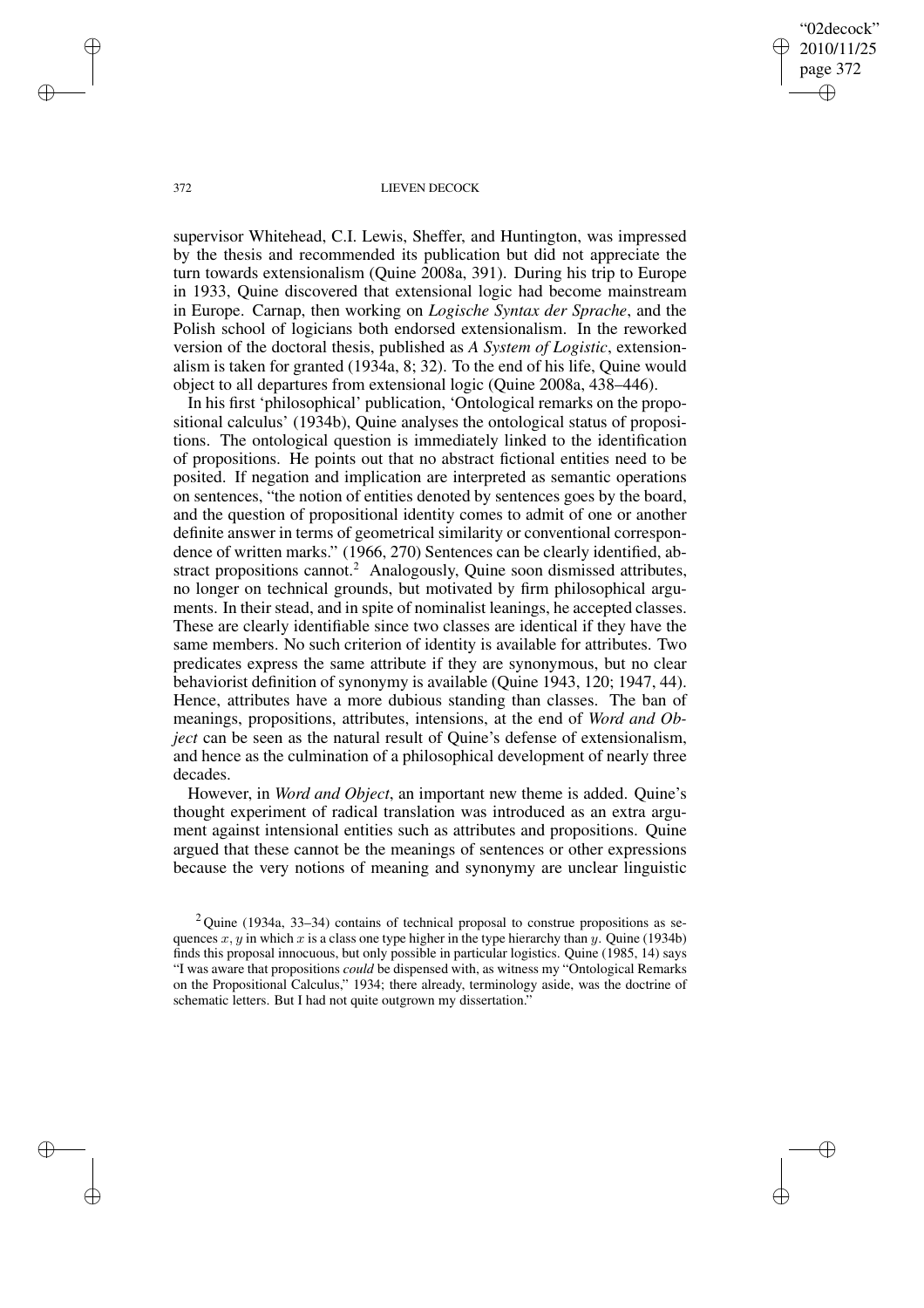supervisor Whitehead, C.I. Lewis, Sheffer, and Huntington, was impressed by the thesis and recommended its publication but did not appreciate the turn towards extensionalism (Quine 2008a, 391). During his trip to Europe in 1933, Quine discovered that extensional logic had become mainstream in Europe. Carnap, then working on *Logische Syntax der Sprache*, and the Polish school of logicians both endorsed extensionalism. In the reworked version of the doctoral thesis, published as *A System of Logistic*, extensionalism is taken for granted (1934a, 8; 32). To the end of his life, Quine would object to all departures from extensional logic (Quine 2008a, 438–446).

In his first 'philosophical' publication, 'Ontological remarks on the propositional calculus' (1934b), Quine analyses the ontological status of propositions. The ontological question is immediately linked to the identification of propositions. He points out that no abstract fictional entities need to be posited. If negation and implication are interpreted as semantic operations on sentences, "the notion of entities denoted by sentences goes by the board, and the question of propositional identity comes to admit of one or another definite answer in terms of geometrical similarity or conventional correspondence of written marks." (1966, 270) Sentences can be clearly identified, abstract propositions cannot.[2] Analogously, Quine soon dismissed attributes, no longer on technical grounds, but motivated by firm philosophical arguments. In their stead, and in spite of nominalist leanings, he accepted classes. These are clearly identifiable since two classes are identical if they have the same members. No such criterion of identity is available for attributes. Two predicates express the same attribute if they are synonymous, but no clear behaviorist definition of synonymy is available (Quine 1943, 120; 1947, 44). Hence, attributes have a more dubious standing than classes. The ban of meanings, propositions, attributes, intensions, at the end of *Word and Object* can be seen as the natural result of Quine's defense of extensionalism, and hence as the culmination of a philosophical development of nearly three decades.

However, in *Word and Object*, an important new theme is added. Quine's thought experiment of radical translation was introduced as an extra argument against intensional entities such as attributes and propositions. Quine argued that these cannot be the meanings of sentences or other expressions because the very notions of meaning and synonymy are unclear linguistic

[2] Quine (1934a, 33–34) contains of technical proposal to construe propositions as sequences $x, y$ in which $x$ is a class one type higher in the type hierarchy than $y$. Quine (1934b) finds this proposal innocuous, but only possible in particular logistics. Quine (1985, 14) says "I was aware that propositions *could* be dispensed with, as witness my "Ontological Remarks on the Propositional Calculus," 1934; there already, terminology aside, was the doctrine of schematic letters. But I had not quite outgrown my dissertation."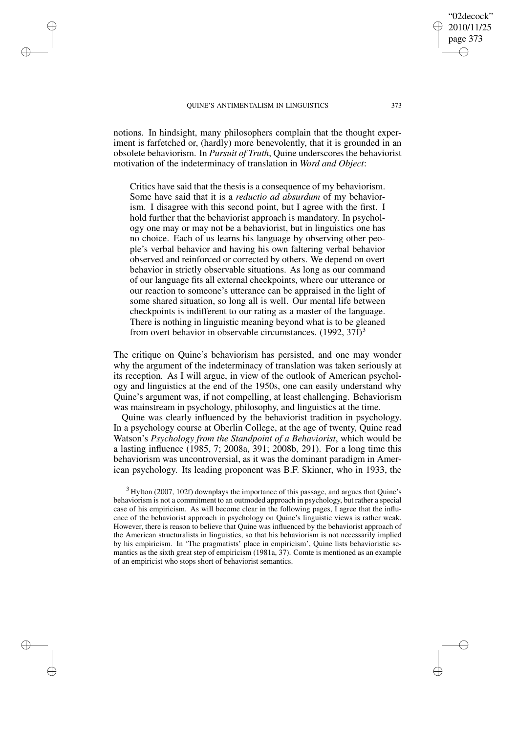notions. In hindsight, many philosophers complain that the thought experiment is farfetched or, (hardly) more benevolently, that it is grounded in an obsolete behaviorism. In *Pursuit of Truth*, Quine underscores the behaviorist motivation of the indeterminacy of translation in *Word and Object*:

> Critics have said that the thesis is a consequence of my behaviorism. Some have said that it is a *reductio ad absurdum* of my behaviorism. I disagree with this second point, but I agree with the first. I hold further that the behaviorist approach is mandatory. In psychology one may or may not be a behaviorist, but in linguistics one has no choice. Each of us learns his language by observing other people's verbal behavior and having his own faltering verbal behavior observed and reinforced or corrected by others. We depend on overt behavior in strictly observable situations. As long as our command of our language fits all external checkpoints, where our utterance or our reaction to someone's utterance can be appraised in the light of some shared situation, so long all is well. Our mental life between checkpoints is indifferent to our rating as a master of the language. There is nothing in linguistic meaning beyond what is to be gleaned from overt behavior in observable circumstances. (1992, 37f)[3]

The critique on Quine's behaviorism has persisted, and one may wonder why the argument of the indeterminacy of translation was taken seriously at its reception. As I will argue, in view of the outlook of American psychology and linguistics at the end of the 1950s, one can easily understand why Quine's argument was, if not compelling, at least challenging. Behaviorism was mainstream in psychology, philosophy, and linguistics at the time.

Quine was clearly influenced by the behaviorist tradition in psychology. In a psychology course at Oberlin College, at the age of twenty, Quine read Watson's *Psychology from the Standpoint of a Behaviorist*, which would be a lasting influence (1985, 7; 2008a, 391; 2008b, 291). For a long time this behaviorism was uncontroversial, as it was the dominant paradigm in American psychology. Its leading proponent was B.F. Skinner, who in 1933, the

[3] Hylton (2007, 102f) downplays the importance of this passage, and argues that Quine's behaviorism is not a commitment to an outmoded approach in psychology, but rather a special case of his empiricism. As will become clear in the following pages, I agree that the influence of the behaviorist approach in psychology on Quine's linguistic views is rather weak. However, there is reason to believe that Quine was influenced by the behaviorist approach of the American structuralists in linguistics, so that his behaviorism is not necessarily implied by his empiricism. In 'The pragmatists' place in empiricism', Quine lists behavioristic semantics as the sixth great step of empiricism (1981a, 37). Comte is mentioned as an example of an empiricist who stops short of behaviorist semantics.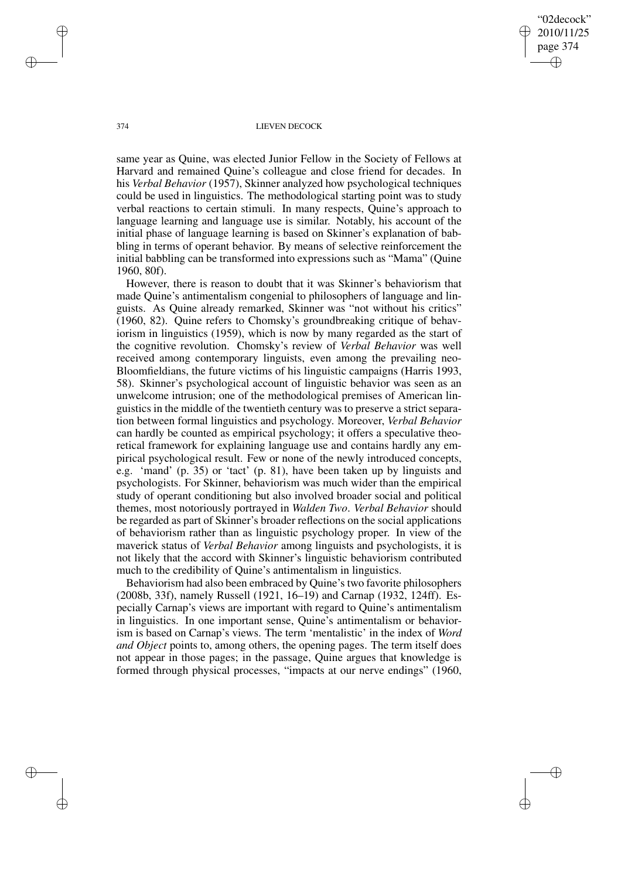same year as Quine, was elected Junior Fellow in the Society of Fellows at Harvard and remained Quine's colleague and close friend for decades. In his *Verbal Behavior* (1957), Skinner analyzed how psychological techniques could be used in linguistics. The methodological starting point was to study verbal reactions to certain stimuli. In many respects, Quine's approach to language learning and language use is similar. Notably, his account of the initial phase of language learning is based on Skinner's explanation of babbling in terms of operant behavior. By means of selective reinforcement the initial babbling can be transformed into expressions such as "Mama" (Quine 1960, 80f).

However, there is reason to doubt that it was Skinner's behaviorism that made Quine's antimentalism congenial to philosophers of language and linguists. As Quine already remarked, Skinner was "not without his critics" (1960, 82). Quine refers to Chomsky's groundbreaking critique of behaviorism in linguistics (1959), which is now by many regarded as the start of the cognitive revolution. Chomsky's review of *Verbal Behavior* was well received among contemporary linguists, even among the prevailing neo-Bloomfieldians, the future victims of his linguistic campaigns (Harris 1993, 58). Skinner's psychological account of linguistic behavior was seen as an unwelcome intrusion; one of the methodological premises of American linguistics in the middle of the twentieth century was to preserve a strict separation between formal linguistics and psychology. Moreover, *Verbal Behavior* can hardly be counted as empirical psychology; it offers a speculative theoretical framework for explaining language use and contains hardly any empirical psychological result. Few or none of the newly introduced concepts, e.g. 'mand' (p. 35) or 'tact' (p. 81), have been taken up by linguists and psychologists. For Skinner, behaviorism was much wider than the empirical study of operant conditioning but also involved broader social and political themes, most notoriously portrayed in *Walden Two*. *Verbal Behavior* should be regarded as part of Skinner's broader reflections on the social applications of behaviorism rather than as linguistic psychology proper. In view of the maverick status of *Verbal Behavior* among linguists and psychologists, it is not likely that the accord with Skinner's linguistic behaviorism contributed much to the credibility of Quine's antimentalism in linguistics.

Behaviorism had also been embraced by Quine's two favorite philosophers (2008b, 33f), namely Russell (1921, 16–19) and Carnap (1932, 124ff). Especially Carnap's views are important with regard to Quine's antimentalism in linguistics. In one important sense, Quine's antimentalism or behaviorism is based on Carnap's views. The term 'mentalistic' in the index of *Word and Object* points to, among others, the opening pages. The term itself does not appear in those pages; in the passage, Quine argues that knowledge is formed through physical processes, "impacts at our nerve endings" (1960,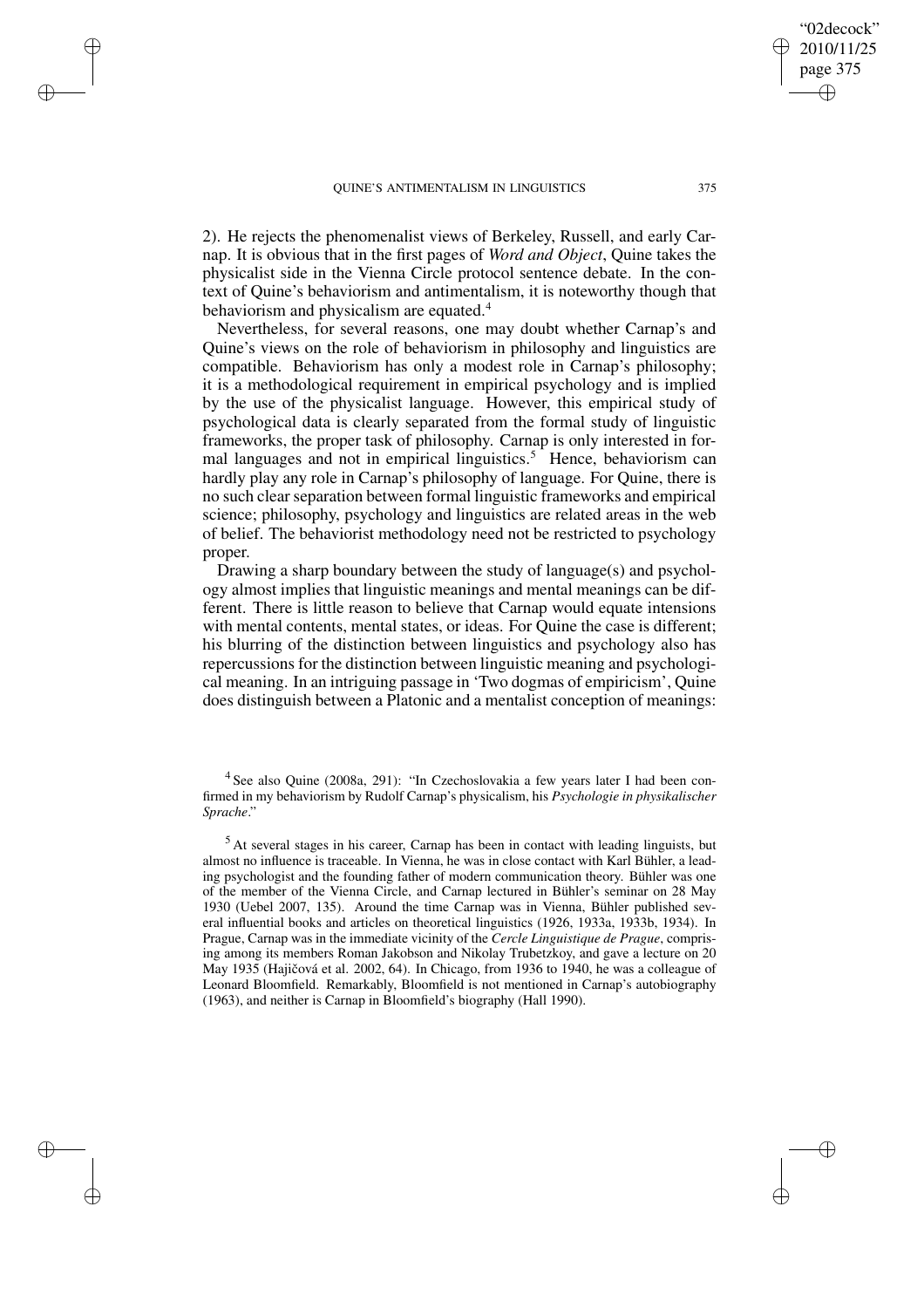2). He rejects the phenomenalist views of Berkeley, Russell, and early Carnap. It is obvious that in the first pages of *Word and Object*, Quine takes the physicalist side in the Vienna Circle protocol sentence debate. In the context of Quine's behaviorism and antimentalism, it is noteworthy though that behaviorism and physicalism are equated.[4]

Nevertheless, for several reasons, one may doubt whether Carnap's and Quine's views on the role of behaviorism in philosophy and linguistics are compatible. Behaviorism has only a modest role in Carnap's philosophy; it is a methodological requirement in empirical psychology and is implied by the use of the physicalist language. However, this empirical study of psychological data is clearly separated from the formal study of linguistic frameworks, the proper task of philosophy. Carnap is only interested in formal languages and not in empirical linguistics.[5] Hence, behaviorism can hardly play any role in Carnap's philosophy of language. For Quine, there is no such clear separation between formal linguistic frameworks and empirical science; philosophy, psychology and linguistics are related areas in the web of belief. The behaviorist methodology need not be restricted to psychology proper.

Drawing a sharp boundary between the study of language(s) and psychology almost implies that linguistic meanings and mental meanings can be different. There is little reason to believe that Carnap would equate intensions with mental contents, mental states, or ideas. For Quine the case is different; his blurring of the distinction between linguistics and psychology also has repercussions for the distinction between linguistic meaning and psychological meaning. In an intriguing passage in 'Two dogmas of empiricism', Quine does distinguish between a Platonic and a mentalist conception of meanings:

---

[4] See also Quine (2008a, 291): "In Czechoslovakia a few years later I had been confirmed in my behaviorism by Rudolf Carnap's physicalism, his *Psychologie in physikalischer Sprache*."

[5] At several stages in his career, Carnap has been in contact with leading linguists, but almost no influence is traceable. In Vienna, he was in close contact with Karl Bühler, a leading psychologist and the founding father of modern communication theory. Bühler was one of the member of the Vienna Circle, and Carnap lectured in Bühler's seminar on 28 May 1930 (Uebel 2007, 135). Around the time Carnap was in Vienna, Bühler published several influential books and articles on theoretical linguistics (1926, 1933a, 1933b, 1934). In Prague, Carnap was in the immediate vicinity of the *Cercle Linguistique de Prague*, comprising among its members Roman Jakobson and Nikolay Trubetzkoy, and gave a lecture on 20 May 1935 (Hajičová et al. 2002, 64). In Chicago, from 1936 to 1940, he was a colleague of Leonard Bloomfield. Remarkably, Bloomfield is not mentioned in Carnap's autobiography (1963), and neither is Carnap in Bloomfield's biography (Hall 1990).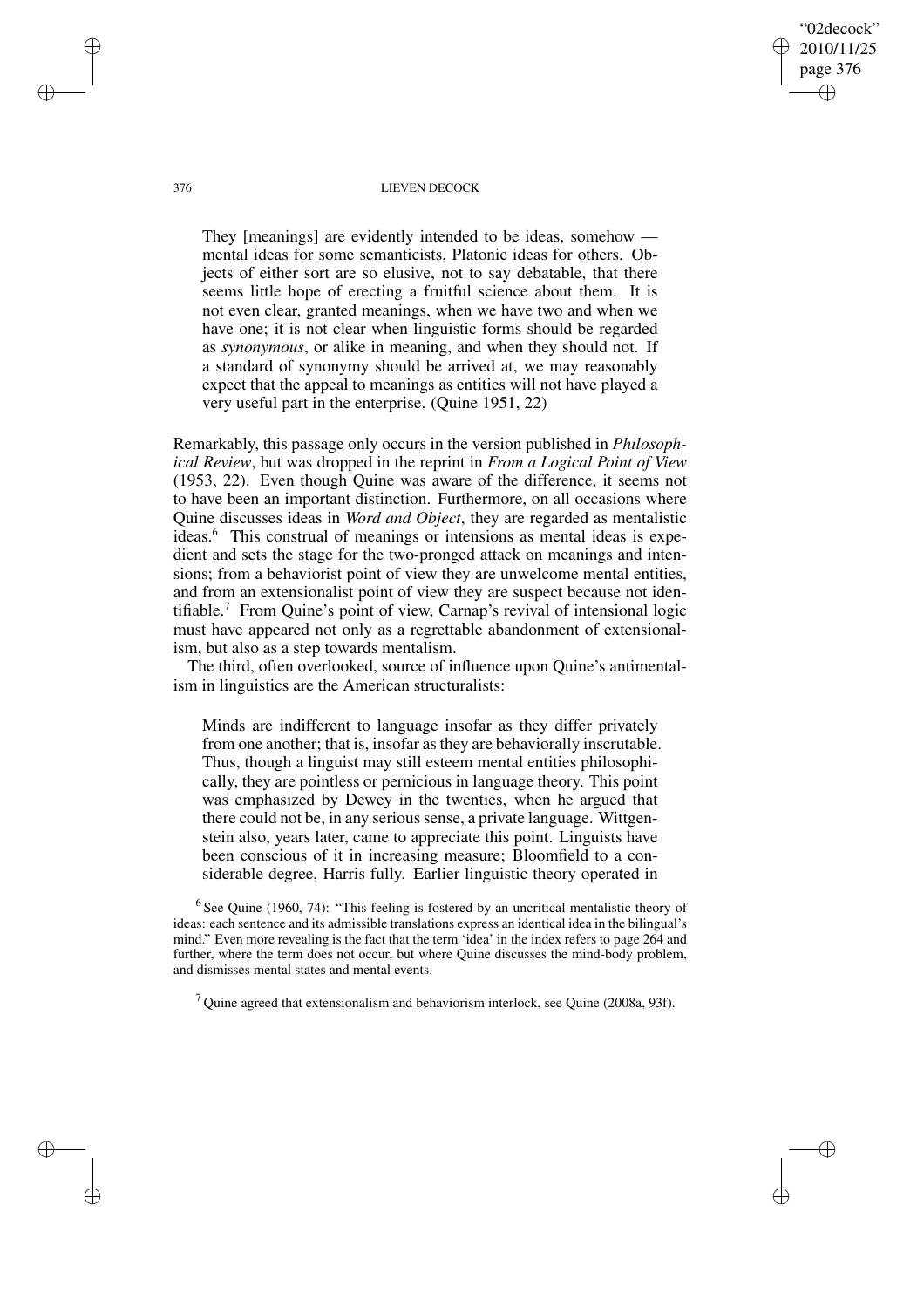> They [meanings] are evidently intended to be ideas, somehow — mental ideas for some semanticists, Platonic ideas for others. Objects of either sort are so elusive, not to say debatable, that there seems little hope of erecting a fruitful science about them. It is not even clear, granted meanings, when we have two and when we have one; it is not clear when linguistic forms should be regarded as *synonymous*, or alike in meaning, and when they should not. If a standard of synonymy should be arrived at, we may reasonably expect that the appeal to meanings as entities will not have played a very useful part in the enterprise. (Quine 1951, 22)

Remarkably, this passage only occurs in the version published in *Philosophical Review*, but was dropped in the reprint in *From a Logical Point of View* (1953, 22). Even though Quine was aware of the difference, it seems not to have been an important distinction. Furthermore, on all occasions where Quine discusses ideas in *Word and Object*, they are regarded as mentalistic ideas.[6] This construal of meanings or intensions as mental ideas is expedient and sets the stage for the two-pronged attack on meanings and intensions; from a behaviorist point of view they are unwelcome mental entities, and from an extensionalist point of view they are suspect because not identifiable.[7] From Quine's point of view, Carnap's revival of intensional logic must have appeared not only as a regrettable abandonment of extensionalism, but also as a step towards mentalism.

The third, often overlooked, source of influence upon Quine's antimentalism in linguistics are the American structuralists:

> Minds are indifferent to language insofar as they differ privately from one another; that is, insofar as they are behaviorally inscrutable. Thus, though a linguist may still esteem mental entities philosophically, they are pointless or pernicious in language theory. This point was emphasized by Dewey in the twenties, when he argued that there could not be, in any serious sense, a private language. Wittgenstein also, years later, came to appreciate this point. Linguists have been conscious of it in increasing measure; Bloomfield to a considerable degree, Harris fully. Earlier linguistic theory operated in

[6] See Quine (1960, 74): "This feeling is fostered by an uncritical mentalistic theory of ideas: each sentence and its admissible translations express an identical idea in the bilingual's mind." Even more revealing is the fact that the term 'idea' in the index refers to page 264 and further, where the term does not occur, but where Quine discusses the mind-body problem, and dismisses mental states and mental events.

[7] Quine agreed that extensionalism and behaviorism interlock, see Quine (2008a, 93f).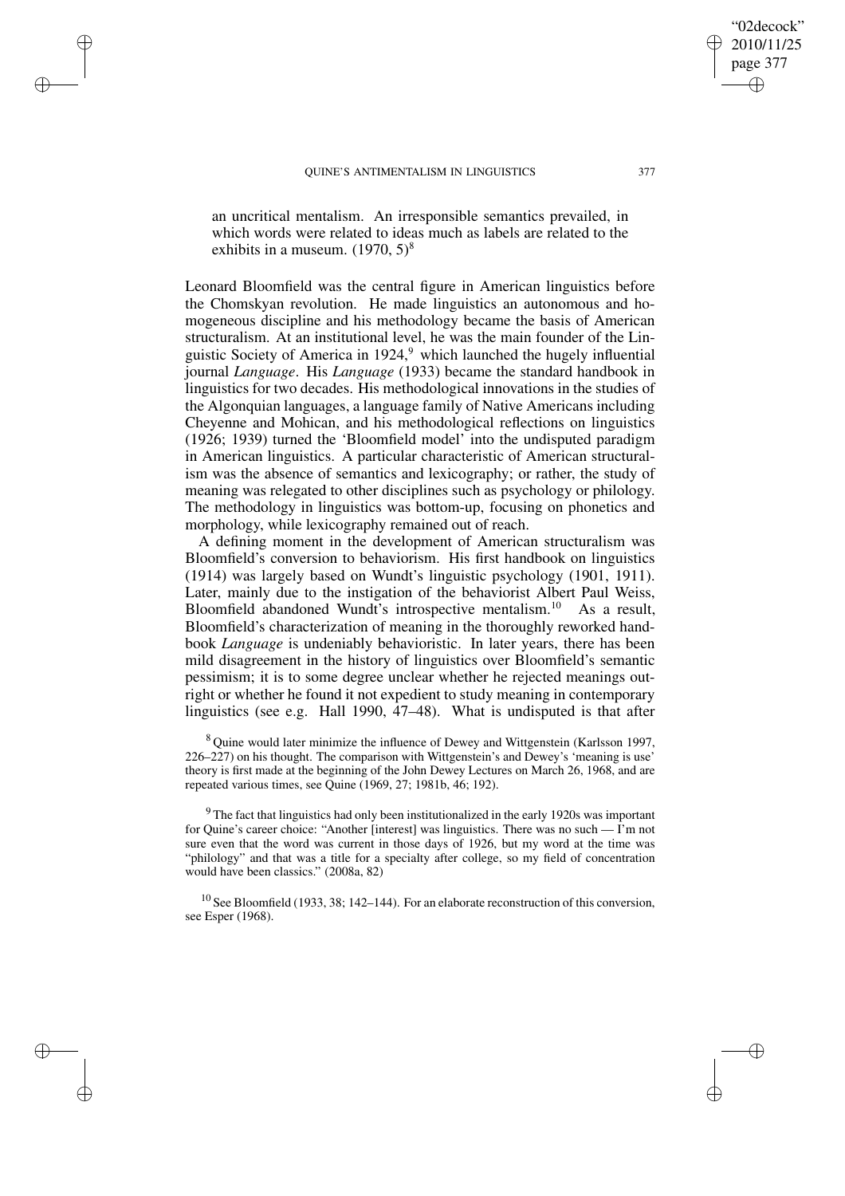an uncritical mentalism. An irresponsible semantics prevailed, in which words were related to ideas much as labels are related to the exhibits in a museum. (1970, 5)[8]

Leonard Bloomfield was the central figure in American linguistics before the Chomskyan revolution. He made linguistics an autonomous and homogeneous discipline and his methodology became the basis of American structuralism. At an institutional level, he was the main founder of the Linguistic Society of America in 1924,[9] which launched the hugely influential journal *Language*. His *Language* (1933) became the standard handbook in linguistics for two decades. His methodological innovations in the studies of the Algonquian languages, a language family of Native Americans including Cheyenne and Mohican, and his methodological reflections on linguistics (1926; 1939) turned the 'Bloomfield model' into the undisputed paradigm in American linguistics. A particular characteristic of American structuralism was the absence of semantics and lexicography; or rather, the study of meaning was relegated to other disciplines such as psychology or philology. The methodology in linguistics was bottom-up, focusing on phonetics and morphology, while lexicography remained out of reach.

A defining moment in the development of American structuralism was Bloomfield's conversion to behaviorism. His first handbook on linguistics (1914) was largely based on Wundt's linguistic psychology (1901, 1911). Later, mainly due to the instigation of the behaviorist Albert Paul Weiss, Bloomfield abandoned Wundt's introspective mentalism.[10] As a result, Bloomfield's characterization of meaning in the thoroughly reworked handbook *Language* is undeniably behavioristic. In later years, there has been mild disagreement in the history of linguistics over Bloomfield's semantic pessimism; it is to some degree unclear whether he rejected meanings outright or whether he found it not expedient to study meaning in contemporary linguistics (see e.g. Hall 1990, 47–48). What is undisputed is that after

[8] Quine would later minimize the influence of Dewey and Wittgenstein (Karlsson 1997, 226–227) on his thought. The comparison with Wittgenstein's and Dewey's 'meaning is use' theory is first made at the beginning of the John Dewey Lectures on March 26, 1968, and are repeated various times, see Quine (1969, 27; 1981b, 46; 192).

[9] The fact that linguistics had only been institutionalized in the early 1920s was important for Quine's career choice: "Another [interest] was linguistics. There was no such — I'm not sure even that the word was current in those days of 1926, but my word at the time was "philology" and that was a title for a specialty after college, so my field of concentration would have been classics." (2008a, 82)

[10] See Bloomfield (1933, 38; 142–144). For an elaborate reconstruction of this conversion, see Esper (1968).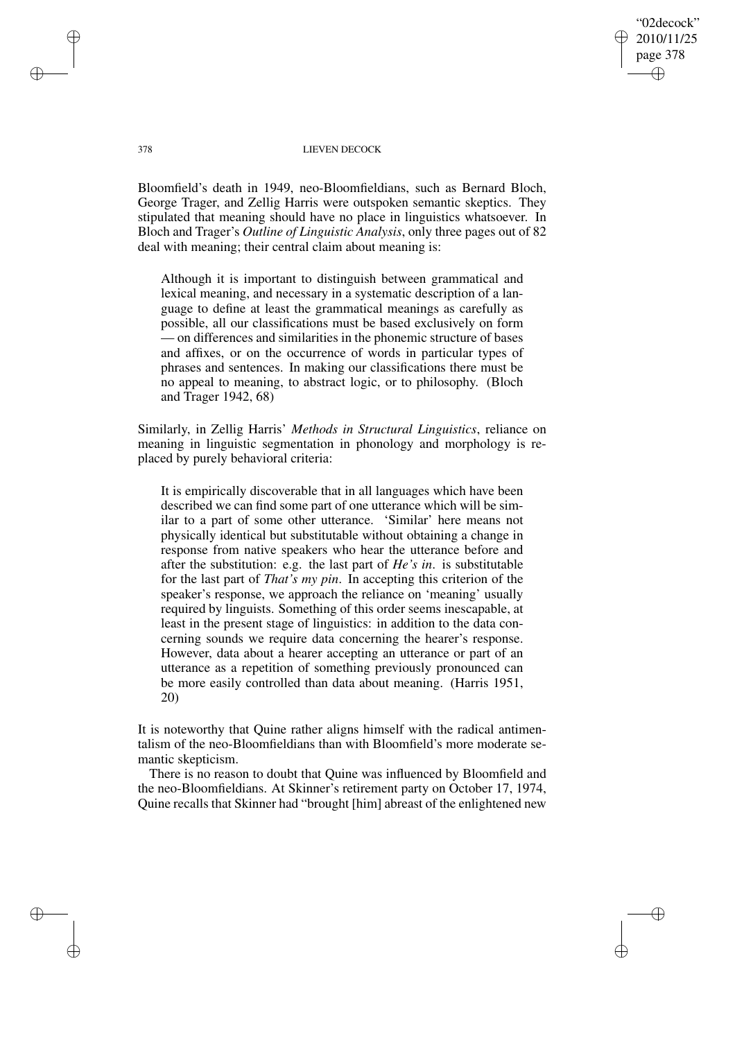Bloomfield's death in 1949, neo-Bloomfieldians, such as Bernard Bloch, George Trager, and Zellig Harris were outspoken semantic skeptics. They stipulated that meaning should have no place in linguistics whatsoever. In Bloch and Trager's *Outline of Linguistic Analysis*, only three pages out of 82 deal with meaning; their central claim about meaning is:

> Although it is important to distinguish between grammatical and lexical meaning, and necessary in a systematic description of a language to define at least the grammatical meanings as carefully as possible, all our classifications must be based exclusively on form — on differences and similarities in the phonemic structure of bases and affixes, or on the occurrence of words in particular types of phrases and sentences. In making our classifications there must be no appeal to meaning, to abstract logic, or to philosophy. (Bloch and Trager 1942, 68)

Similarly, in Zellig Harris' *Methods in Structural Linguistics*, reliance on meaning in linguistic segmentation in phonology and morphology is replaced by purely behavioral criteria:

> It is empirically discoverable that in all languages which have been described we can find some part of one utterance which will be similar to a part of some other utterance. 'Similar' here means not physically identical but substitutable without obtaining a change in response from native speakers who hear the utterance before and after the substitution: e.g. the last part of *He's in.* is substitutable for the last part of *That's my pin.* In accepting this criterion of the speaker's response, we approach the reliance on 'meaning' usually required by linguists. Something of this order seems inescapable, at least in the present stage of linguistics: in addition to the data concerning sounds we require data concerning the hearer's response. However, data about a hearer accepting an utterance or part of an utterance as a repetition of something previously pronounced can be more easily controlled than data about meaning. (Harris 1951, 20)

It is noteworthy that Quine rather aligns himself with the radical antimentalism of the neo-Bloomfieldians than with Bloomfield's more moderate semantic skepticism.

There is no reason to doubt that Quine was influenced by Bloomfield and the neo-Bloomfieldians. At Skinner's retirement party on October 17, 1974, Quine recalls that Skinner had "brought [him] abreast of the enlightened new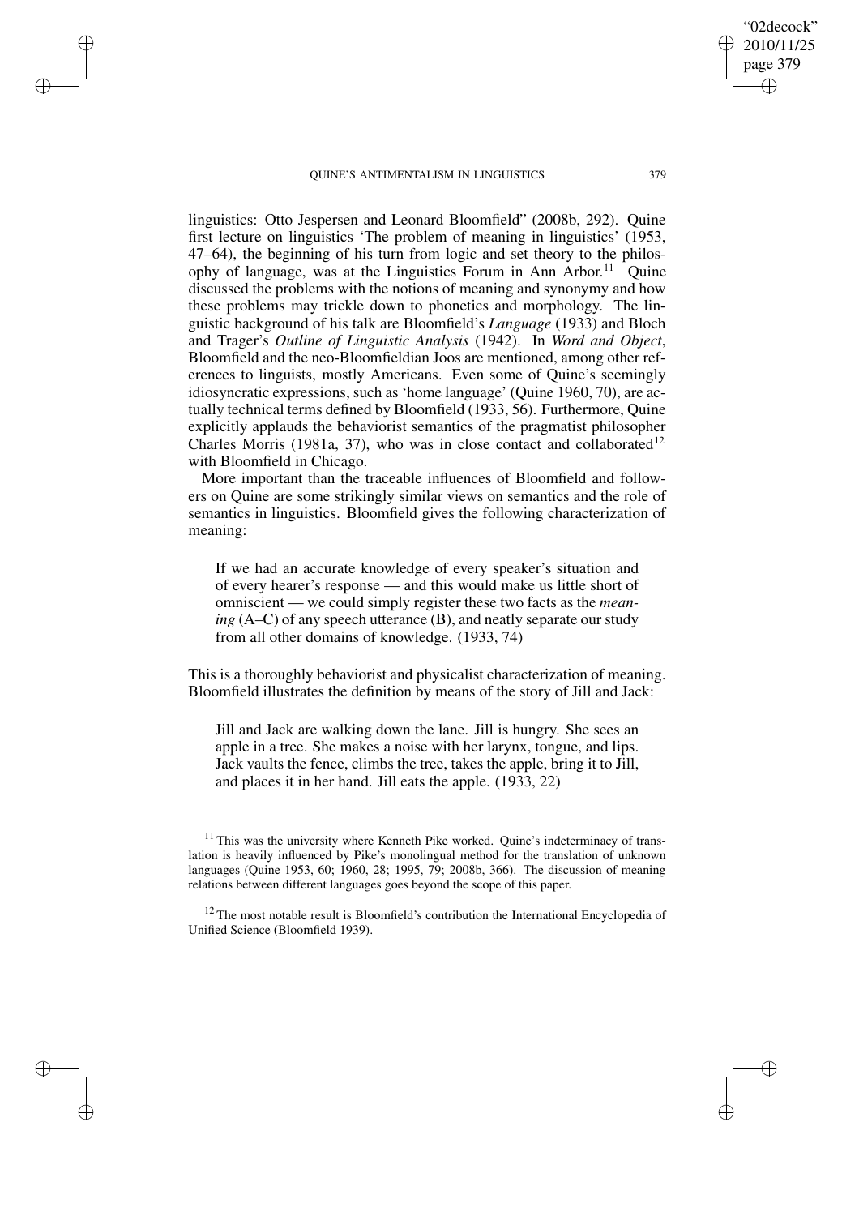linguistics: Otto Jespersen and Leonard Bloomfield" (2008b, 292). Quine first lecture on linguistics 'The problem of meaning in linguistics' (1953, 47–64), the beginning of his turn from logic and set theory to the philosophy of language, was at the Linguistics Forum in Ann Arbor.[11] Quine discussed the problems with the notions of meaning and synonymy and how these problems may trickle down to phonetics and morphology. The linguistic background of his talk are Bloomfield's *Language* (1933) and Bloch and Trager's *Outline of Linguistic Analysis* (1942). In *Word and Object*, Bloomfield and the neo-Bloomfieldian Joos are mentioned, among other references to linguists, mostly Americans. Even some of Quine's seemingly idiosyncratic expressions, such as 'home language' (Quine 1960, 70), are actually technical terms defined by Bloomfield (1933, 56). Furthermore, Quine explicitly applauds the behaviorist semantics of the pragmatist philosopher Charles Morris (1981a, 37), who was in close contact and collaborated[12] with Bloomfield in Chicago.

More important than the traceable influences of Bloomfield and followers on Quine are some strikingly similar views on semantics and the role of semantics in linguistics. Bloomfield gives the following characterization of meaning:

> If we had an accurate knowledge of every speaker's situation and of every hearer's response — and this would make us little short of omniscient — we could simply register these two facts as the *meaning* (A–C) of any speech utterance (B), and neatly separate our study from all other domains of knowledge. (1933, 74)

This is a thoroughly behaviorist and physicalist characterization of meaning. Bloomfield illustrates the definition by means of the story of Jill and Jack:

> Jill and Jack are walking down the lane. Jill is hungry. She sees an apple in a tree. She makes a noise with her larynx, tongue, and lips. Jack vaults the fence, climbs the tree, takes the apple, bring it to Jill, and places it in her hand. Jill eats the apple. (1933, 22)

[11] This was the university where Kenneth Pike worked. Quine's indeterminacy of translation is heavily influenced by Pike's monolingual method for the translation of unknown languages (Quine 1953, 60; 1960, 28; 1995, 79; 2008b, 366). The discussion of meaning relations between different languages goes beyond the scope of this paper.

[12] The most notable result is Bloomfield's contribution the International Encyclopedia of Unified Science (Bloomfield 1939).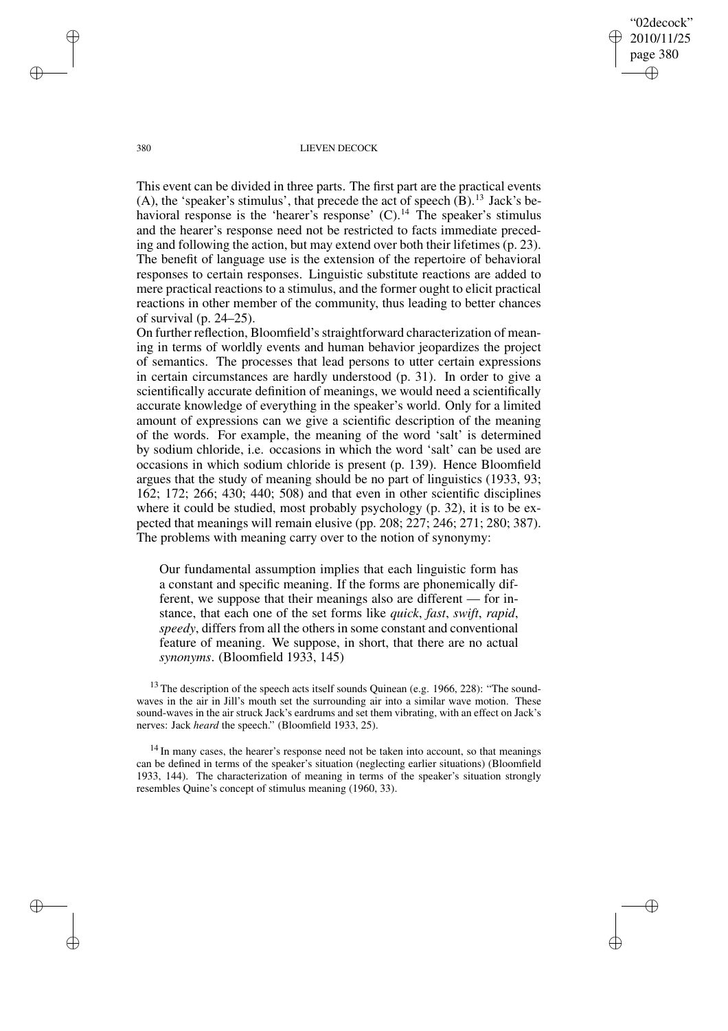This event can be divided in three parts. The first part are the practical events (A), the 'speaker's stimulus', that precede the act of speech (B).[13] Jack's behavioral response is the 'hearer's response' (C).[14] The speaker's stimulus and the hearer's response need not be restricted to facts immediate preceding and following the action, but may extend over both their lifetimes (p. 23). The benefit of language use is the extension of the repertoire of behavioral responses to certain responses. Linguistic substitute reactions are added to mere practical reactions to a stimulus, and the former ought to elicit practical reactions in other member of the community, thus leading to better chances of survival (p. 24–25).

On further reflection, Bloomfield's straightforward characterization of meaning in terms of worldly events and human behavior jeopardizes the project of semantics. The processes that lead persons to utter certain expressions in certain circumstances are hardly understood (p. 31). In order to give a scientifically accurate definition of meanings, we would need a scientifically accurate knowledge of everything in the speaker's world. Only for a limited amount of expressions can we give a scientific description of the meaning of the words. For example, the meaning of the word 'salt' is determined by sodium chloride, i.e. occasions in which the word 'salt' can be used are occasions in which sodium chloride is present (p. 139). Hence Bloomfield argues that the study of meaning should be no part of linguistics (1933, 93; 162; 172; 266; 430; 440; 508) and that even in other scientific disciplines where it could be studied, most probably psychology (p. 32), it is to be expected that meanings will remain elusive (pp. 208; 227; 246; 271; 280; 387). The problems with meaning carry over to the notion of synonymy:

> Our fundamental assumption implies that each linguistic form has a constant and specific meaning. If the forms are phonemically different, we suppose that their meanings also are different — for instance, that each one of the set forms like *quick*, *fast*, *swift*, *rapid*, *speedy*, differs from all the others in some constant and conventional feature of meaning. We suppose, in short, that there are no actual *synonyms*. (Bloomfield 1933, 145)

[13] The description of the speech acts itself sounds Quinean (e.g. 1966, 228): "The sound-waves in the air in Jill's mouth set the surrounding air into a similar wave motion. These sound-waves in the air struck Jack's eardrums and set them vibrating, with an effect on Jack's nerves: Jack *heard* the speech." (Bloomfield 1933, 25).

[14] In many cases, the hearer's response need not be taken into account, so that meanings can be defined in terms of the speaker's situation (neglecting earlier situations) (Bloomfield 1933, 144). The characterization of meaning in terms of the speaker's situation strongly resembles Quine's concept of stimulus meaning (1960, 33).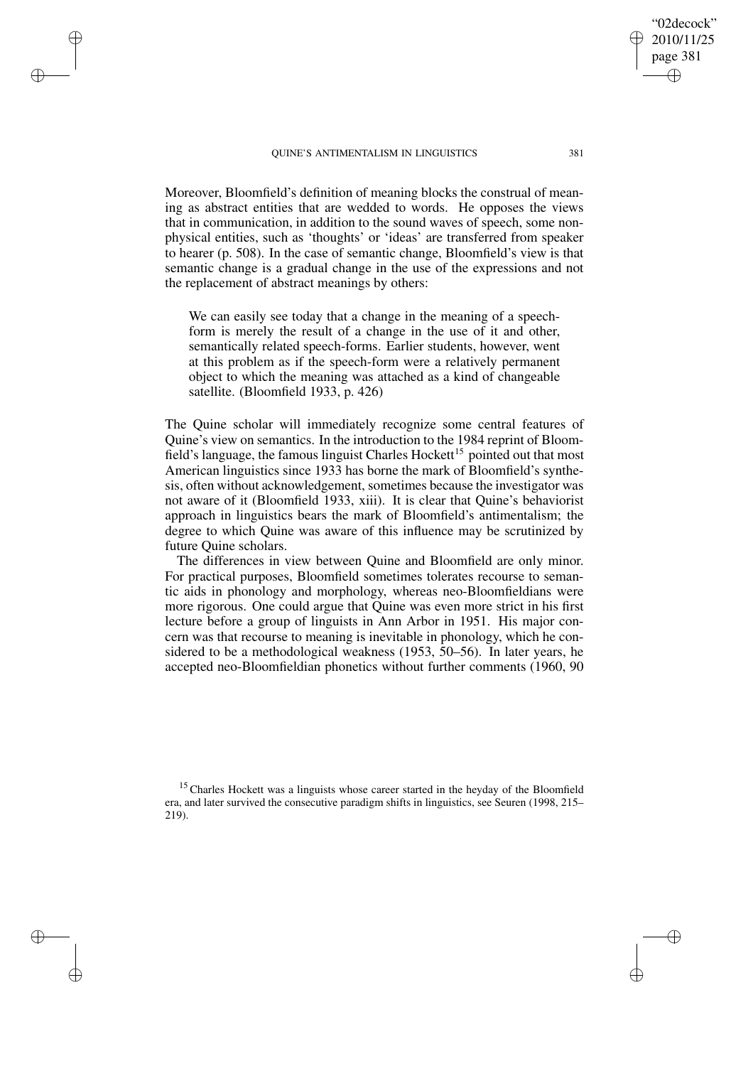Moreover, Bloomfield's definition of meaning blocks the construal of meaning as abstract entities that are wedded to words. He opposes the views that in communication, in addition to the sound waves of speech, some nonphysical entities, such as 'thoughts' or 'ideas' are transferred from speaker to hearer (p. 508). In the case of semantic change, Bloomfield's view is that semantic change is a gradual change in the use of the expressions and not the replacement of abstract meanings by others:

> We can easily see today that a change in the meaning of a speech-form is merely the result of a change in the use of it and other, semantically related speech-forms. Earlier students, however, went at this problem as if the speech-form were a relatively permanent object to which the meaning was attached as a kind of changeable satellite. (Bloomfield 1933, p. 426)

The Quine scholar will immediately recognize some central features of Quine's view on semantics. In the introduction to the 1984 reprint of Bloomfield's language, the famous linguist Charles Hockett[15] pointed out that most American linguistics since 1933 has borne the mark of Bloomfield's synthesis, often without acknowledgement, sometimes because the investigator was not aware of it (Bloomfield 1933, xiii). It is clear that Quine's behaviorist approach in linguistics bears the mark of Bloomfield's antimentalism; the degree to which Quine was aware of this influence may be scrutinized by future Quine scholars.

The differences in view between Quine and Bloomfield are only minor. For practical purposes, Bloomfield sometimes tolerates recourse to semantic aids in phonology and morphology, whereas neo-Bloomfieldians were more rigorous. One could argue that Quine was even more strict in his first lecture before a group of linguists in Ann Arbor in 1951. His major concern was that recourse to meaning is inevitable in phonology, which he considered to be a methodological weakness (1953, 50–56). In later years, he accepted neo-Bloomfieldian phonetics without further comments (1960, 90

[15] Charles Hockett was a linguists whose career started in the heyday of the Bloomfield era, and later survived the consecutive paradigm shifts in linguistics, see Seuren (1998, 215–219).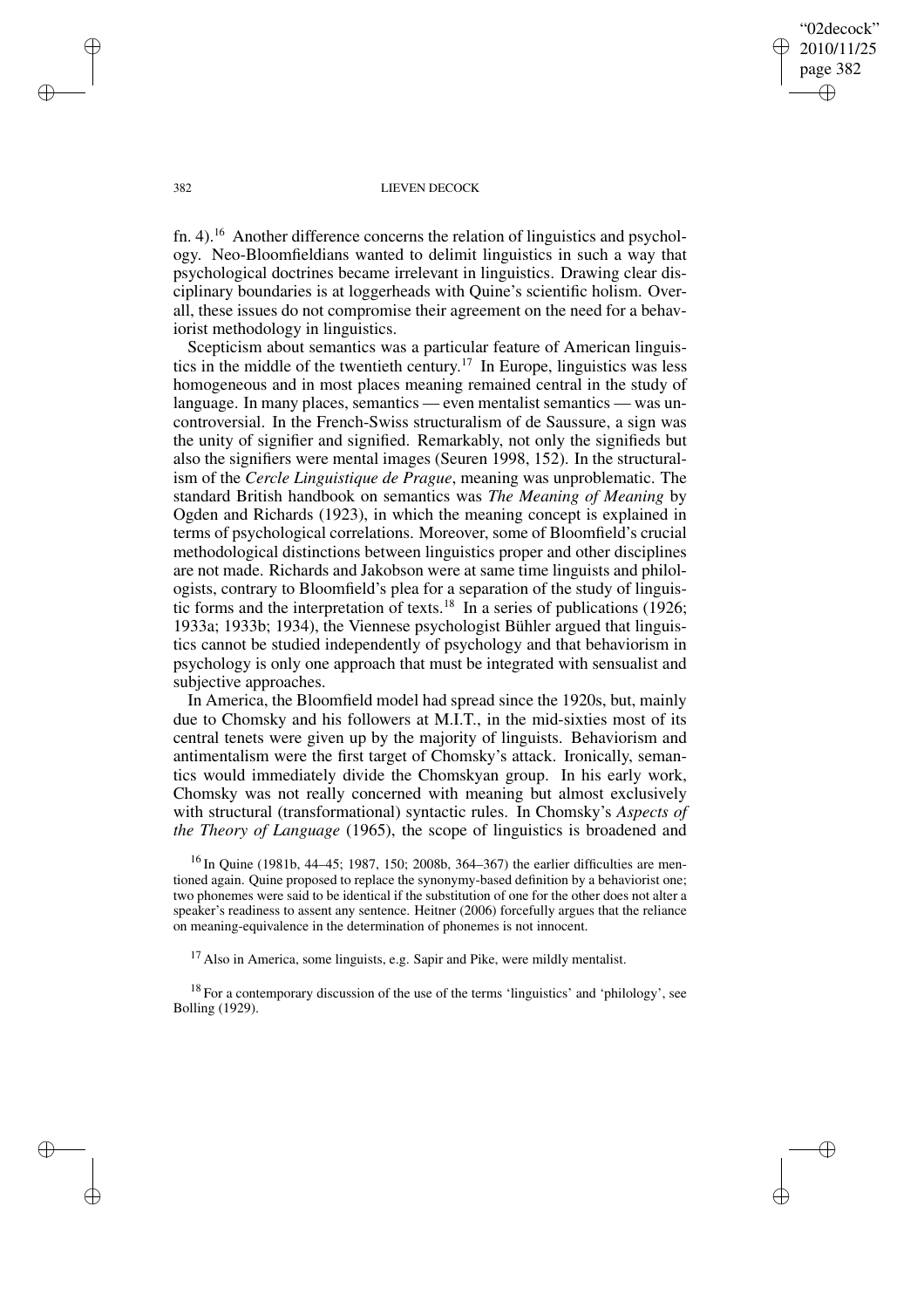fn. 4).[16] Another difference concerns the relation of linguistics and psychology. Neo-Bloomfieldians wanted to delimit linguistics in such a way that psychological doctrines became irrelevant in linguistics. Drawing clear disciplinary boundaries is at loggerheads with Quine's scientific holism. Overall, these issues do not compromise their agreement on the need for a behaviorist methodology in linguistics.

Scepticism about semantics was a particular feature of American linguistics in the middle of the twentieth century.[17] In Europe, linguistics was less homogeneous and in most places meaning remained central in the study of language. In many places, semantics — even mentalist semantics — was uncontroversial. In the French-Swiss structuralism of de Saussure, a sign was the unity of signifier and signified. Remarkably, not only the signifieds but also the signifiers were mental images (Seuren 1998, 152). In the structuralism of the *Cercle Linguistique de Prague*, meaning was unproblematic. The standard British handbook on semantics was *The Meaning of Meaning* by Ogden and Richards (1923), in which the meaning concept is explained in terms of psychological correlations. Moreover, some of Bloomfield's crucial methodological distinctions between linguistics proper and other disciplines are not made. Richards and Jakobson were at same time linguists and philologists, contrary to Bloomfield's plea for a separation of the study of linguistic forms and the interpretation of texts.[18] In a series of publications (1926; 1933a; 1933b; 1934), the Viennese psychologist Bühler argued that linguistics cannot be studied independently of psychology and that behaviorism in psychology is only one approach that must be integrated with sensualist and subjective approaches.

In America, the Bloomfield model had spread since the 1920s, but, mainly due to Chomsky and his followers at M.I.T., in the mid-sixties most of its central tenets were given up by the majority of linguists. Behaviorism and antimentalism were the first target of Chomsky's attack. Ironically, semantics would immediately divide the Chomskyan group. In his early work, Chomsky was not really concerned with meaning but almost exclusively with structural (transformational) syntactic rules. In Chomsky's *Aspects of the Theory of Language* (1965), the scope of linguistics is broadened and

[16] In Quine (1981b, 44–45; 1987, 150; 2008b, 364–367) the earlier difficulties are mentioned again. Quine proposed to replace the synonymy-based definition by a behaviorist one; two phonemes were said to be identical if the substitution of one for the other does not alter a speaker's readiness to assent any sentence. Heitner (2006) forcefully argues that the reliance on meaning-equivalence in the determination of phonemes is not innocent.

[17] Also in America, some linguists, e.g. Sapir and Pike, were mildly mentalist.

[18] For a contemporary discussion of the use of the terms 'linguistics' and 'philology', see Bolling (1929).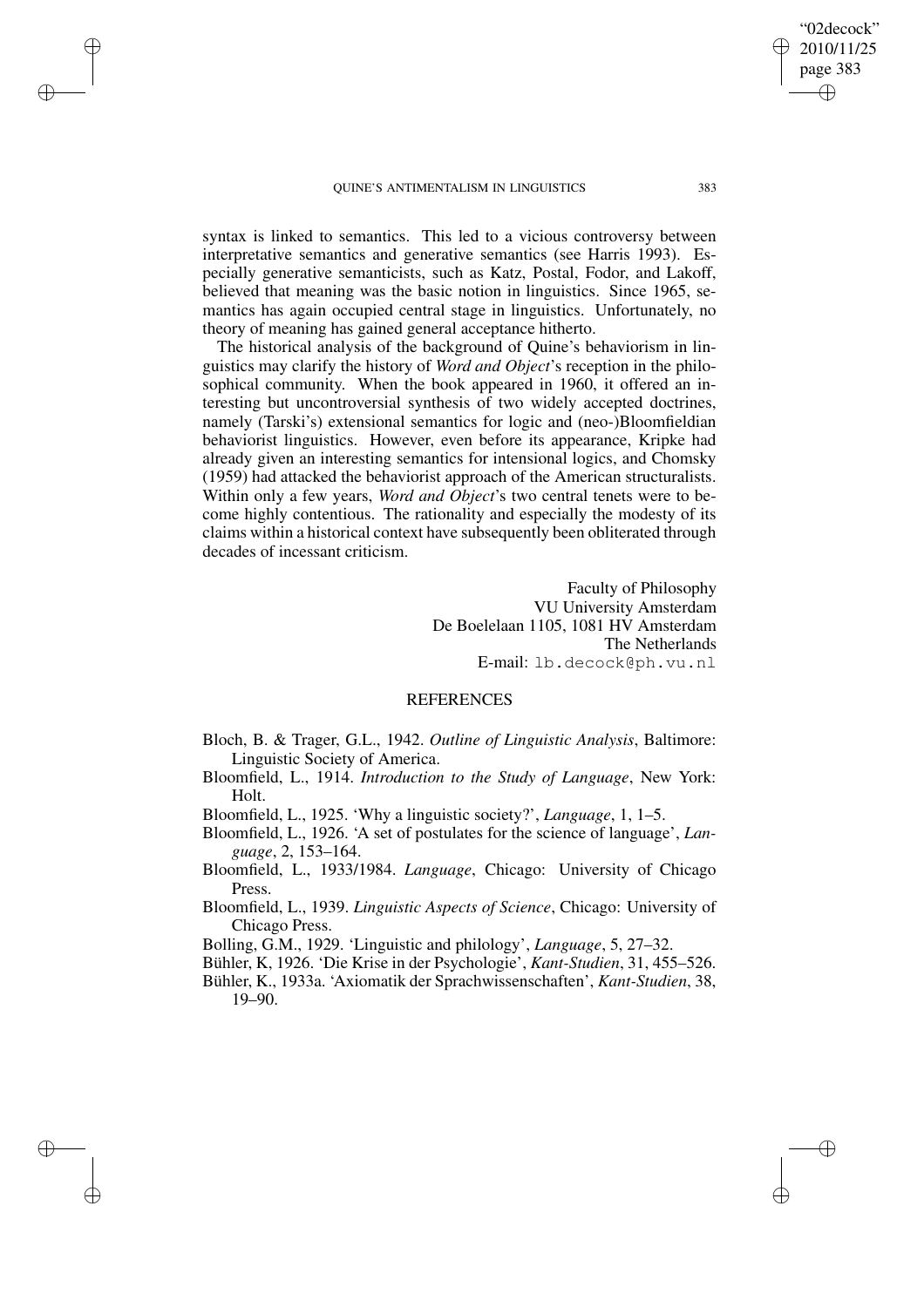syntax is linked to semantics. This led to a vicious controversy between interpretative semantics and generative semantics (see Harris 1993). Especially generative semanticists, such as Katz, Postal, Fodor, and Lakoff, believed that meaning was the basic notion in linguistics. Since 1965, semantics has again occupied central stage in linguistics. Unfortunately, no theory of meaning has gained general acceptance hitherto.

The historical analysis of the background of Quine's behaviorism in linguistics may clarify the history of *Word and Object*'s reception in the philosophical community. When the book appeared in 1960, it offered an interesting but uncontroversial synthesis of two widely accepted doctrines, namely (Tarski's) extensional semantics for logic and (neo-)Bloomfieldian behaviorist linguistics. However, even before its appearance, Kripke had already given an interesting semantics for intensional logics, and Chomsky (1959) had attacked the behaviorist approach of the American structuralists. Within only a few years, *Word and Object*'s two central tenets were to become highly contentious. The rationality and especially the modesty of its claims within a historical context have subsequently been obliterated through decades of incessant criticism.

Faculty of Philosophy
VU University Amsterdam
De Boelelaan 1105, 1081 HV Amsterdam
The Netherlands
E-mail: lb.decock@ph.vu.nl

## REFERENCES

Bloch, B. & Trager, G.L., 1942. *Outline of Linguistic Analysis*, Baltimore: Linguistic Society of America.

Bloomfield, L., 1914. *Introduction to the Study of Language*, New York: Holt.

Bloomfield, L., 1925. 'Why a linguistic society?', *Language*, 1, 1–5.

Bloomfield, L., 1926. 'A set of postulates for the science of language', *Language*, 2, 153–164.

Bloomfield, L., 1933/1984. *Language*, Chicago: University of Chicago Press.

Bloomfield, L., 1939. *Linguistic Aspects of Science*, Chicago: University of Chicago Press.

Bolling, G.M., 1929. 'Linguistic and philology', *Language*, 5, 27–32.

Bühler, K, 1926. 'Die Krise in der Psychologie', *Kant-Studien*, 31, 455–526.

Bühler, K., 1933a. 'Axiomatik der Sprachwissenschaften', *Kant-Studien*, 38, 19–90.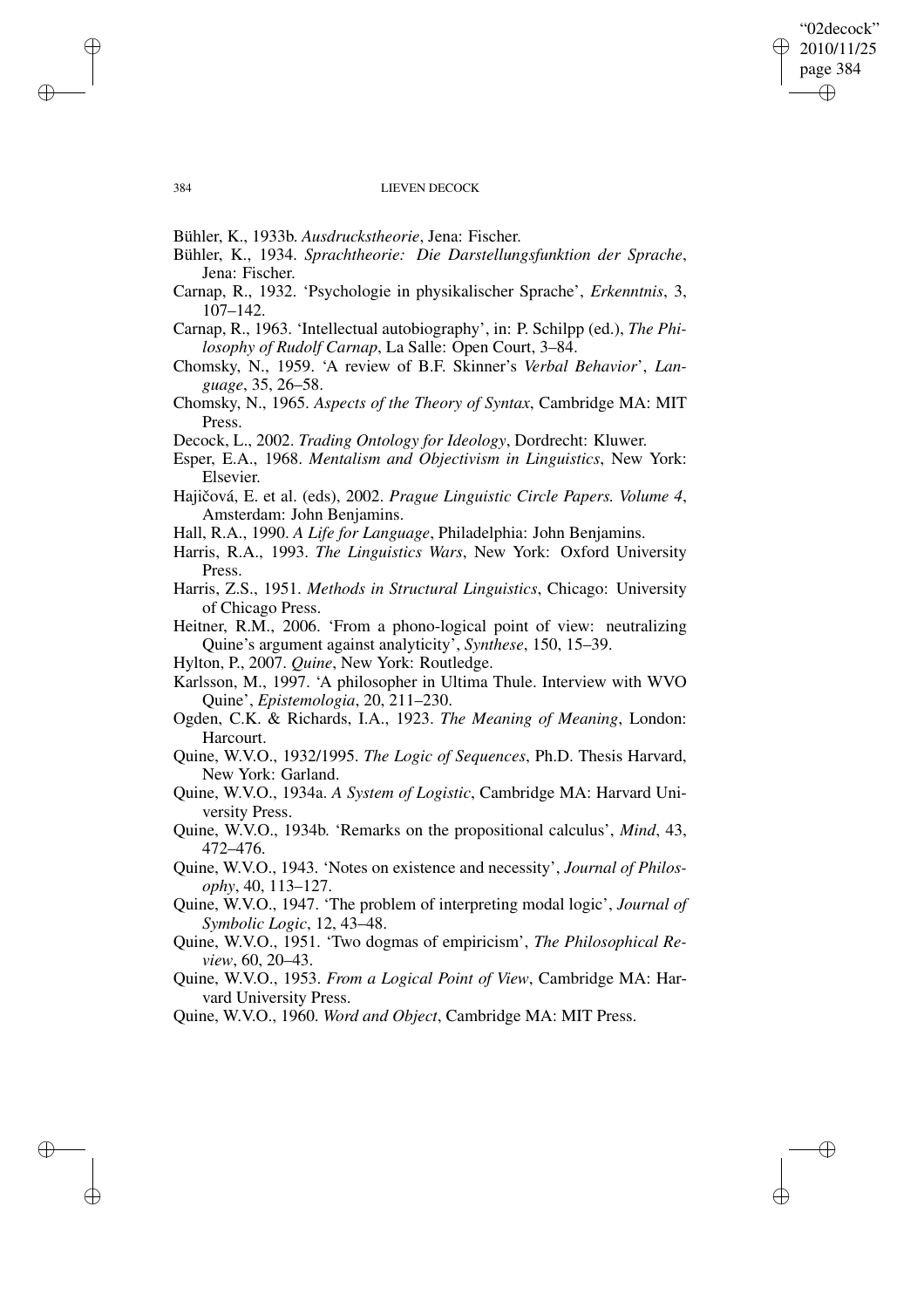Bühler, K., 1933b. *Ausdruckstheorie*, Jena: Fischer.

Bühler, K., 1934. *Sprachtheorie: Die Darstellungsfunktion der Sprache*, Jena: Fischer.

Carnap, R., 1932. 'Psychologie in physikalischer Sprache', *Erkenntnis*, 3, 107–142.

Carnap, R., 1963. 'Intellectual autobiography', in: P. Schilpp (ed.), *The Philosophy of Rudolf Carnap*, La Salle: Open Court, 3–84.

Chomsky, N., 1959. 'A review of B.F. Skinner's *Verbal Behavior*', *Language*, 35, 26–58.

Chomsky, N., 1965. *Aspects of the Theory of Syntax*, Cambridge MA: MIT Press.

Decock, L., 2002. *Trading Ontology for Ideology*, Dordrecht: Kluwer.

Esper, E.A., 1968. *Mentalism and Objectivism in Linguistics*, New York: Elsevier.

Hajičová, E. et al. (eds), 2002. *Prague Linguistic Circle Papers. Volume 4*, Amsterdam: John Benjamins.

Hall, R.A., 1990. *A Life for Language*, Philadelphia: John Benjamins.

Harris, R.A., 1993. *The Linguistics Wars*, New York: Oxford University Press.

Harris, Z.S., 1951. *Methods in Structural Linguistics*, Chicago: University of Chicago Press.

Heitner, R.M., 2006. 'From a phono-logical point of view: neutralizing Quine's argument against analyticity', *Synthese*, 150, 15–39.

Hylton, P., 2007. *Quine*, New York: Routledge.

Karlsson, M., 1997. 'A philosopher in Ultima Thule. Interview with WVO Quine', *Epistemologia*, 20, 211–230.

Ogden, C.K. & Richards, I.A., 1923. *The Meaning of Meaning*, London: Harcourt.

Quine, W.V.O., 1932/1995. *The Logic of Sequences*, Ph.D. Thesis Harvard, New York: Garland.

Quine, W.V.O., 1934a. *A System of Logistic*, Cambridge MA: Harvard University Press.

Quine, W.V.O., 1934b. 'Remarks on the propositional calculus', *Mind*, 43, 472–476.

Quine, W.V.O., 1943. 'Notes on existence and necessity', *Journal of Philosophy*, 40, 113–127.

Quine, W.V.O., 1947. 'The problem of interpreting modal logic', *Journal of Symbolic Logic*, 12, 43–48.

Quine, W.V.O., 1951. 'Two dogmas of empiricism', *The Philosophical Review*, 60, 20–43.

Quine, W.V.O., 1953. *From a Logical Point of View*, Cambridge MA: Harvard University Press.

Quine, W.V.O., 1960. *Word and Object*, Cambridge MA: MIT Press.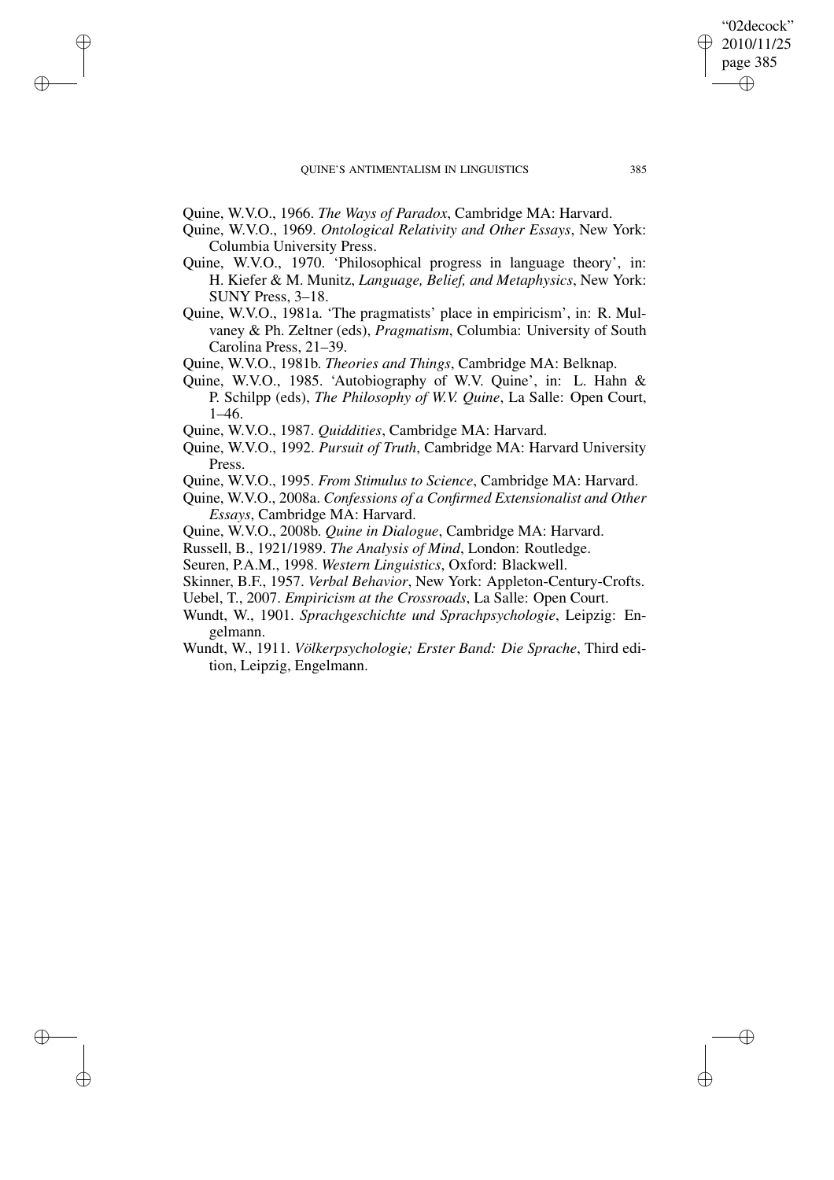Quine, W.V.O., 1966. *The Ways of Paradox*, Cambridge MA: Harvard.

Quine, W.V.O., 1969. *Ontological Relativity and Other Essays*, New York: Columbia University Press.

Quine, W.V.O., 1970. 'Philosophical progress in language theory', in: H. Kiefer & M. Munitz, *Language, Belief, and Metaphysics*, New York: SUNY Press, 3–18.

Quine, W.V.O., 1981a. 'The pragmatists' place in empiricism', in: R. Mulvaney & Ph. Zeltner (eds), *Pragmatism*, Columbia: University of South Carolina Press, 21–39.

Quine, W.V.O., 1981b. *Theories and Things*, Cambridge MA: Belknap.

Quine, W.V.O., 1985. 'Autobiography of W.V. Quine', in: L. Hahn & P. Schilpp (eds), *The Philosophy of W.V. Quine*, La Salle: Open Court, 1–46.

Quine, W.V.O., 1987. *Quiddities*, Cambridge MA: Harvard.

Quine, W.V.O., 1992. *Pursuit of Truth*, Cambridge MA: Harvard University Press.

Quine, W.V.O., 1995. *From Stimulus to Science*, Cambridge MA: Harvard.

Quine, W.V.O., 2008a. *Confessions of a Confirmed Extensionalist and Other Essays*, Cambridge MA: Harvard.

Quine, W.V.O., 2008b. *Quine in Dialogue*, Cambridge MA: Harvard.

Russell, B., 1921/1989. *The Analysis of Mind*, London: Routledge.

Seuren, P.A.M., 1998. *Western Linguistics*, Oxford: Blackwell.

Skinner, B.F., 1957. *Verbal Behavior*, New York: Appleton-Century-Crofts.

Uebel, T., 2007. *Empiricism at the Crossroads*, La Salle: Open Court.

Wundt, W., 1901. *Sprachgeschichte und Sprachpsychologie*, Leipzig: Engelmann.

Wundt, W., 1911. *Völkerpsychologie; Erster Band: Die Sprache*, Third edition, Leipzig, Engelmann.